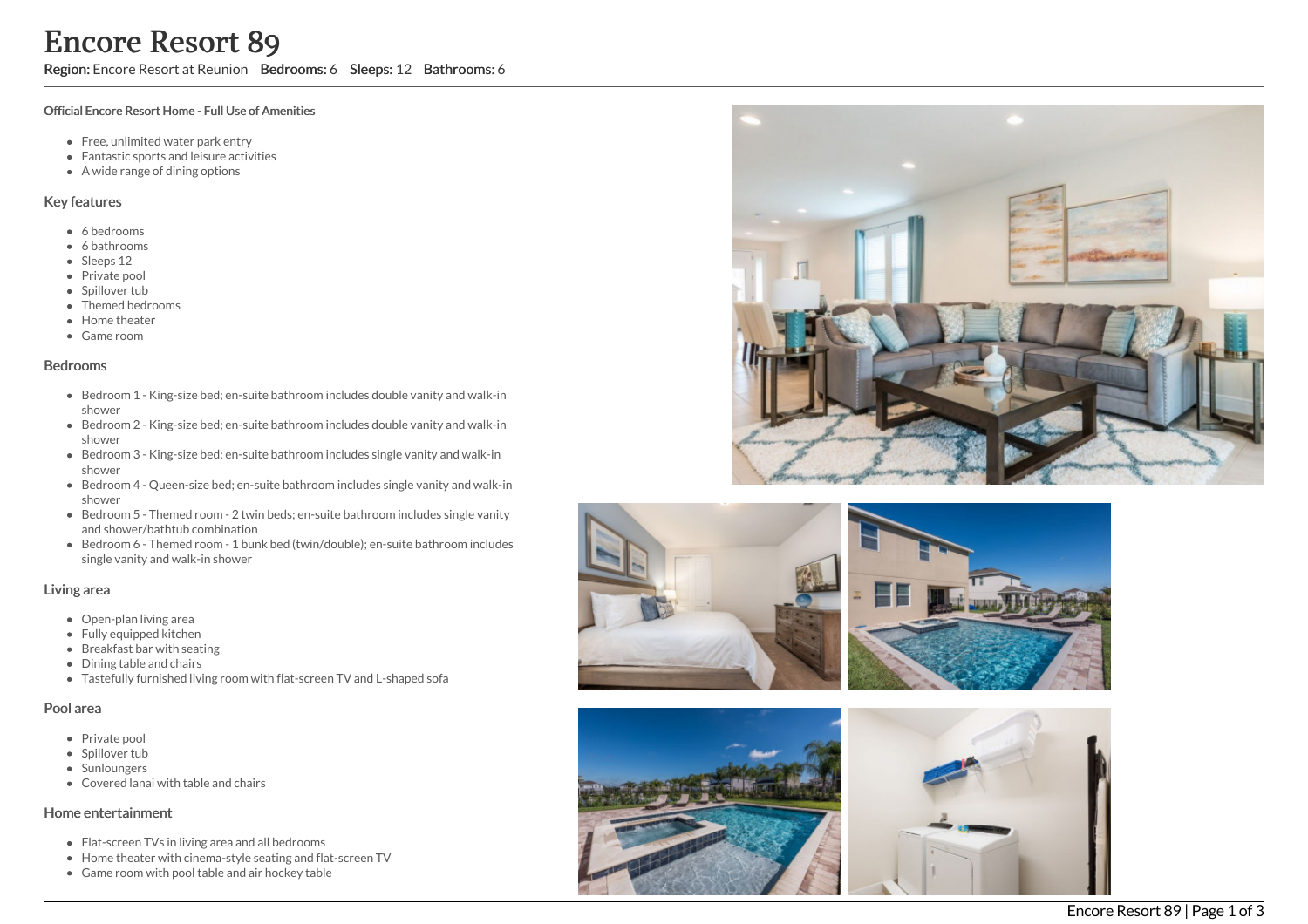# Encore Resort 89

**Region:** Encore Resort at Reunion **Bedrooms:** 6 **Sleeps:** 12 **Bathrooms:** 6

**Official Encore Resort Home - Full Use of Amenities**

- Free, unlimited water park entry
- Fantastic sports and leisure activities
- A wide range of dining options

## Key features

- 6 bedrooms
- 6 bathrooms
- Sleeps 12
- Private pool
- Spillover tub
- Themed bedrooms
- Home theater
- Game room

## Bedrooms

- Bedroom 1 - King-size bed; en-suite bathroom includes double vanity and walk-in shower
- Bedroom 2 - King-size bed; en-suite bathroom includes double vanity and walk-in shower
- Bedroom 3 - King-size bed; en-suite bathroom includes single vanity and walk-in shower
- Bedroom 4 - Queen-size bed; en-suite bathroom includes single vanity and walk-in shower
- Bedroom 5 - Themed room - 2 twin beds; en-suite bathroom includes single vanity and shower/bathtub combination
- Bedroom 6 - Themed room - 1 bunk bed (twin/double); en-suite bathroom includes single vanity and walk-in shower

## Living area

- Open-plan living area
- Fully equipped kitchen
- Breakfast bar with seating
- Dining table and chairs
- Tastefully furnished living room with flat-screen TV and L-shaped sofa

## Pool area

- Private pool
- Spillover tub
- Sunloungers
- Covered lanai with table and chairs

## Home entertainment

- Flat-screen TVs in living area and all bedrooms
- Home theater with cinema-style seating and flat-screen TV
- Game room with pool table and air hockey table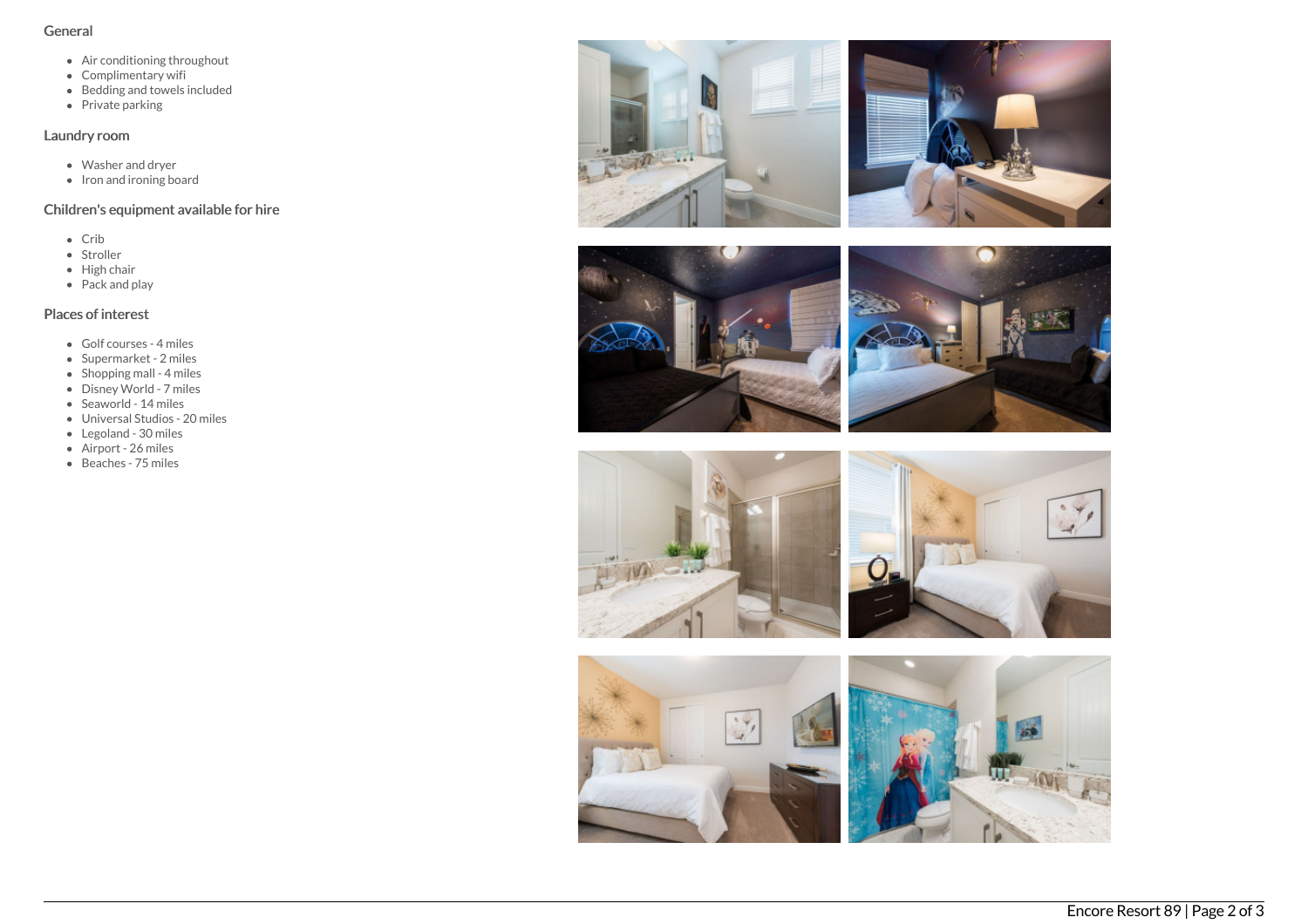## General

- Air conditioning throughout
- Complimentary wifi
- Bedding and towels included
- Private parking

## Laundry room

- Washer and dryer
- Iron and ironing board

## Children's equipment available for hire

- Crib
- Stroller
- High chair
- Pack and play

## Places of interest

- Golf courses - 4 miles
- Supermarket - 2 miles
- Shopping mall - 4 miles
- Disney World - 7 miles
- Seaworld - 14 miles
- Universal Studios - 20 miles
- Legoland - 30 miles
- Airport - 26 miles
- Beaches - 75 miles